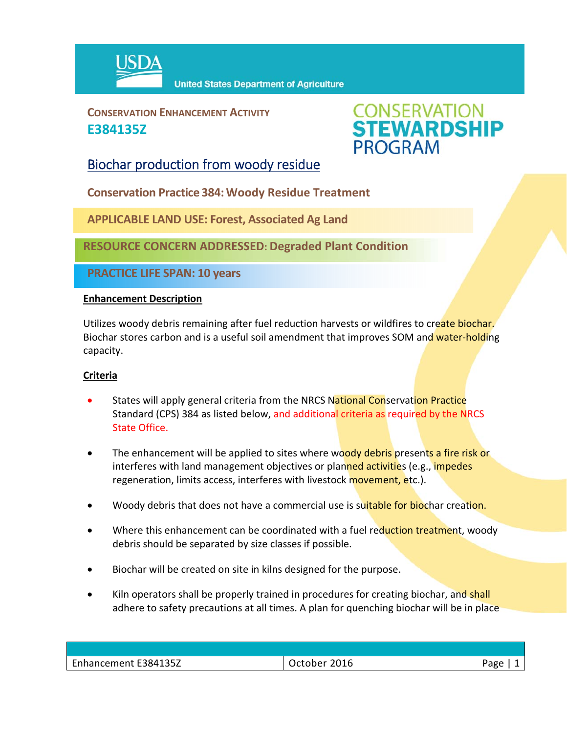USDA United States Department of Agriculture

**CONSERVATION ENHANCEMENT ACTIVITY**
**E384135Z**

CONSERVATION STEWARDSHIP PROGRAM

# Biochar production from woody residue

## Conservation Practice 384: Woody Residue Treatment

**APPLICABLE LAND USE: Forest, Associated Ag Land**

**RESOURCE CONCERN ADDRESSED: Degraded Plant Condition**

**PRACTICE LIFE SPAN: 10 years**

### Enhancement Description

Utilizes woody debris remaining after fuel reduction harvests or wildfires to create biochar. Biochar stores carbon and is a useful soil amendment that improves SOM and water-holding capacity.

### Criteria

- States will apply general criteria from the NRCS National Conservation Practice Standard (CPS) 384 as listed below, and additional criteria as required by the NRCS State Office.
- The enhancement will be applied to sites where woody debris presents a fire risk or interferes with land management objectives or planned activities (e.g., impedes regeneration, limits access, interferes with livestock movement, etc.).
- Woody debris that does not have a commercial use is suitable for biochar creation.
- Where this enhancement can be coordinated with a fuel reduction treatment, woody debris should be separated by size classes if possible.
- Biochar will be created on site in kilns designed for the purpose.
- Kiln operators shall be properly trained in procedures for creating biochar, and shall adhere to safety precautions at all times. A plan for quenching biochar will be in place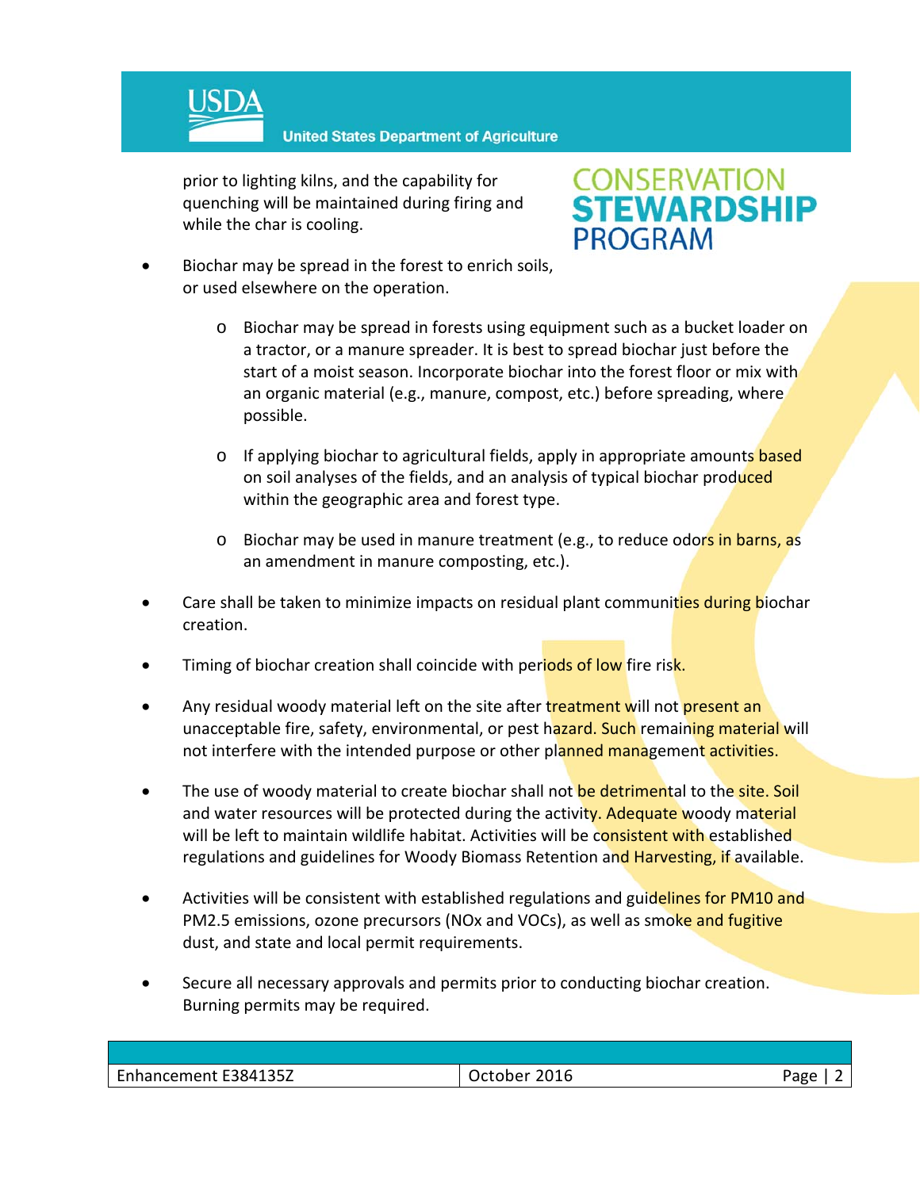prior to lighting kilns, and the capability for quenching will be maintained during firing and while the char is cooling.

- Biochar may be spread in the forest to enrich soils, or used elsewhere on the operation.
  - Biochar may be spread in forests using equipment such as a bucket loader on a tractor, or a manure spreader. It is best to spread biochar just before the start of a moist season. Incorporate biochar into the forest floor or mix with an organic material (e.g., manure, compost, etc.) before spreading, where possible.
  - If applying biochar to agricultural fields, apply in appropriate amounts based on soil analyses of the fields, and an analysis of typical biochar produced within the geographic area and forest type.
  - Biochar may be used in manure treatment (e.g., to reduce odors in barns, as an amendment in manure composting, etc.).
- Care shall be taken to minimize impacts on residual plant communities during biochar creation.
- Timing of biochar creation shall coincide with periods of low fire risk.
- Any residual woody material left on the site after treatment will not present an unacceptable fire, safety, environmental, or pest hazard. Such remaining material will not interfere with the intended purpose or other planned management activities.
- The use of woody material to create biochar shall not be detrimental to the site. Soil and water resources will be protected during the activity. Adequate woody material will be left to maintain wildlife habitat. Activities will be consistent with established regulations and guidelines for Woody Biomass Retention and Harvesting, if available.
- Activities will be consistent with established regulations and guidelines for PM10 and PM2.5 emissions, ozone precursors (NOx and VOCs), as well as smoke and fugitive dust, and state and local permit requirements.
- Secure all necessary approvals and permits prior to conducting biochar creation. Burning permits may be required.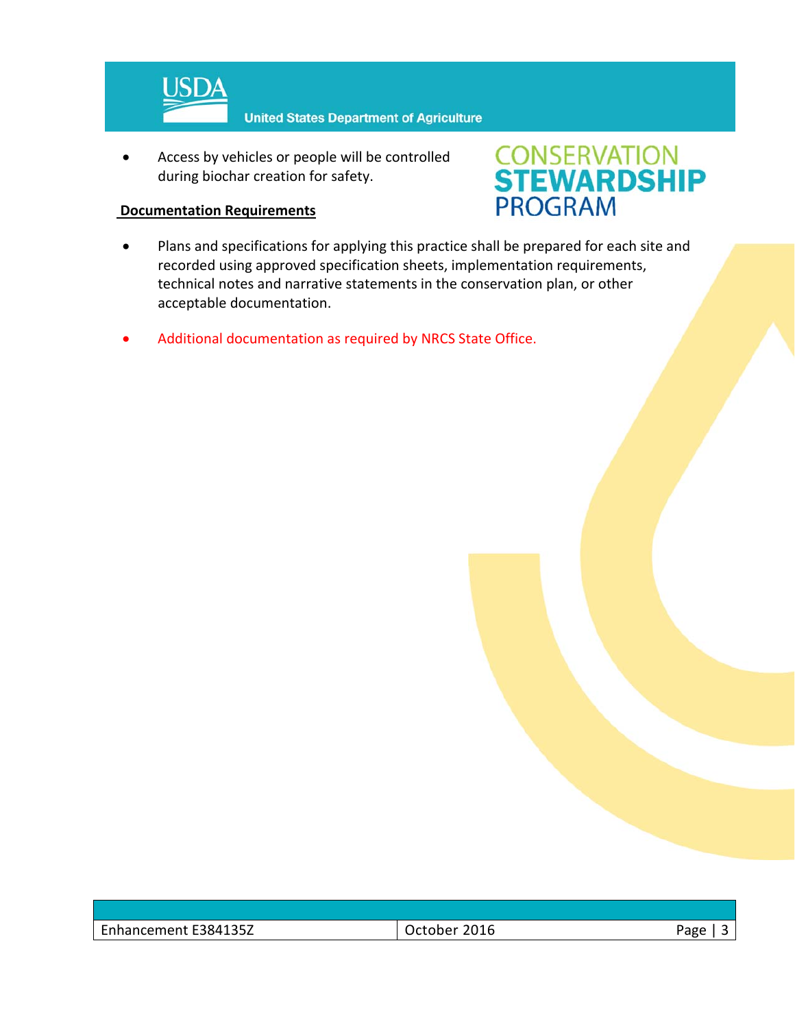- Access by vehicles or people will be controlled during biochar creation for safety.

**Documentation Requirements**

- Plans and specifications for applying this practice shall be prepared for each site and recorded using approved specification sheets, implementation requirements, technical notes and narrative statements in the conservation plan, or other acceptable documentation.

- Additional documentation as required by NRCS State Office.